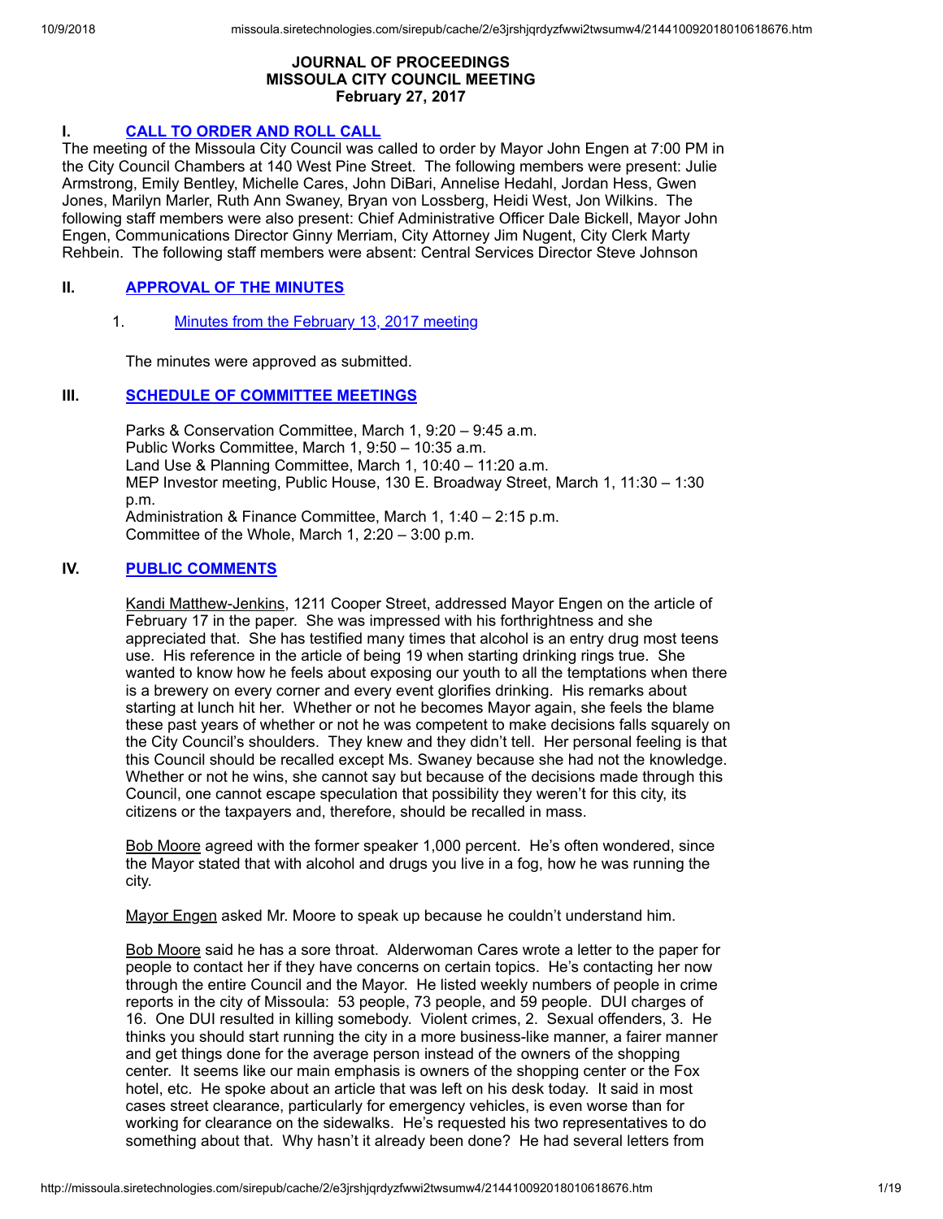# JOURNAL OF PROCEEDINGS
# MISSOULA CITY COUNCIL MEETING
# February 27, 2017

## I. CALL TO ORDER AND ROLL CALL

The meeting of the Missoula City Council was called to order by Mayor John Engen at 7:00 PM in the City Council Chambers at 140 West Pine Street. The following members were present: Julie Armstrong, Emily Bentley, Michelle Cares, John DiBari, Annelise Hedahl, Jordan Hess, Gwen Jones, Marilyn Marler, Ruth Ann Swaney, Bryan von Lossberg, Heidi West, Jon Wilkins. The following staff members were also present: Chief Administrative Officer Dale Bickell, Mayor John Engen, Communications Director Ginny Merriam, City Attorney Jim Nugent, City Clerk Marty Rehbein. The following staff members were absent: Central Services Director Steve Johnson

## II. APPROVAL OF THE MINUTES

1. Minutes from the February 13, 2017 meeting

The minutes were approved as submitted.

## III. SCHEDULE OF COMMITTEE MEETINGS

Parks & Conservation Committee, March 1, 9:20 – 9:45 a.m.
Public Works Committee, March 1, 9:50 – 10:35 a.m.
Land Use & Planning Committee, March 1, 10:40 – 11:20 a.m.
MEP Investor meeting, Public House, 130 E. Broadway Street, March 1, 11:30 – 1:30 p.m.
Administration & Finance Committee, March 1, 1:40 – 2:15 p.m.
Committee of the Whole, March 1, 2:20 – 3:00 p.m.

## IV. PUBLIC COMMENTS

Kandi Matthew-Jenkins, 1211 Cooper Street, addressed Mayor Engen on the article of February 17 in the paper. She was impressed with his forthrightness and she appreciated that. She has testified many times that alcohol is an entry drug most teens use. His reference in the article of being 19 when starting drinking rings true. She wanted to know how he feels about exposing our youth to all the temptations when there is a brewery on every corner and every event glorifies drinking. His remarks about starting at lunch hit her. Whether or not he becomes Mayor again, she feels the blame these past years of whether or not he was competent to make decisions falls squarely on the City Council's shoulders. They knew and they didn't tell. Her personal feeling is that this Council should be recalled except Ms. Swaney because she had not the knowledge. Whether or not he wins, she cannot say but because of the decisions made through this Council, one cannot escape speculation that possibility they weren't for this city, its citizens or the taxpayers and, therefore, should be recalled in mass.

Bob Moore agreed with the former speaker 1,000 percent. He's often wondered, since the Mayor stated that with alcohol and drugs you live in a fog, how he was running the city.

Mayor Engen asked Mr. Moore to speak up because he couldn't understand him.

Bob Moore said he has a sore throat. Alderwoman Cares wrote a letter to the paper for people to contact her if they have concerns on certain topics. He's contacting her now through the entire Council and the Mayor. He listed weekly numbers of people in crime reports in the city of Missoula: 53 people, 73 people, and 59 people. DUI charges of 16. One DUI resulted in killing somebody. Violent crimes, 2. Sexual offenders, 3. He thinks you should start running the city in a more business-like manner, a fairer manner and get things done for the average person instead of the owners of the shopping center. It seems like our main emphasis is owners of the shopping center or the Fox hotel, etc. He spoke about an article that was left on his desk today. It said in most cases street clearance, particularly for emergency vehicles, is even worse than for working for clearance on the sidewalks. He's requested his two representatives to do something about that. Why hasn't it already been done? He had several letters from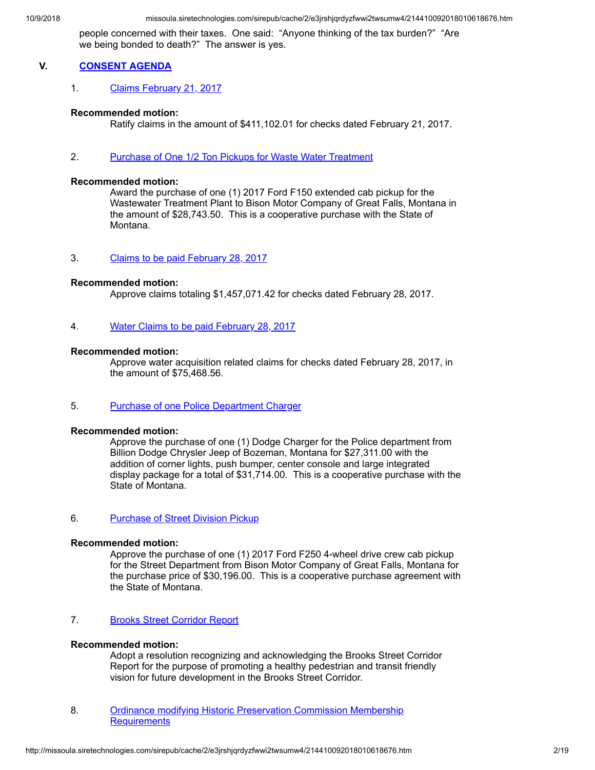people concerned with their taxes. One said: "Anyone thinking of the tax burden?" "Are we being bonded to death?" The answer is yes.

## V. CONSENT AGENDA

1. Claims February 21, 2017

**Recommended motion:**
Ratify claims in the amount of $411,102.01 for checks dated February 21, 2017.

2. Purchase of One 1/2 Ton Pickups for Waste Water Treatment

**Recommended motion:**
Award the purchase of one (1) 2017 Ford F150 extended cab pickup for the Wastewater Treatment Plant to Bison Motor Company of Great Falls, Montana in the amount of $28,743.50. This is a cooperative purchase with the State of Montana.

3. Claims to be paid February 28, 2017

**Recommended motion:**
Approve claims totaling $1,457,071.42 for checks dated February 28, 2017.

4. Water Claims to be paid February 28, 2017

**Recommended motion:**
Approve water acquisition related claims for checks dated February 28, 2017, in the amount of $75,468.56.

5. Purchase of one Police Department Charger

**Recommended motion:**
Approve the purchase of one (1) Dodge Charger for the Police department from Billion Dodge Chrysler Jeep of Bozeman, Montana for $27,311.00 with the addition of corner lights, push bumper, center console and large integrated display package for a total of $31,714.00. This is a cooperative purchase with the State of Montana.

6. Purchase of Street Division Pickup

**Recommended motion:**
Approve the purchase of one (1) 2017 Ford F250 4-wheel drive crew cab pickup for the Street Department from Bison Motor Company of Great Falls, Montana for the purchase price of $30,196.00. This is a cooperative purchase agreement with the State of Montana.

7. Brooks Street Corridor Report

**Recommended motion:**
Adopt a resolution recognizing and acknowledging the Brooks Street Corridor Report for the purpose of promoting a healthy pedestrian and transit friendly vision for future development in the Brooks Street Corridor.

8. Ordinance modifying Historic Preservation Commission Membership Requirements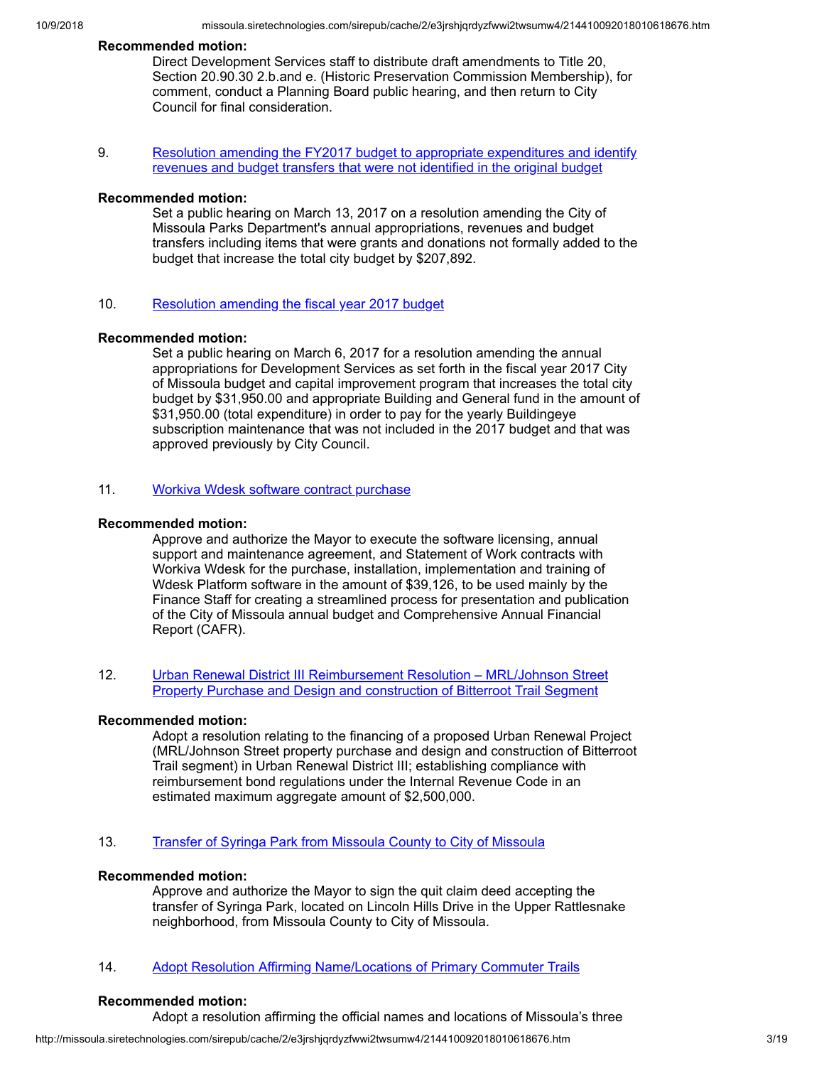**Recommended motion:**

Direct Development Services staff to distribute draft amendments to Title 20, Section 20.90.30 2.b.and e. (Historic Preservation Commission Membership), for comment, conduct a Planning Board public hearing, and then return to City Council for final consideration.

9. Resolution amending the FY2017 budget to appropriate expenditures and identify revenues and budget transfers that were not identified in the original budget

**Recommended motion:**

Set a public hearing on March 13, 2017 on a resolution amending the City of Missoula Parks Department's annual appropriations, revenues and budget transfers including items that were grants and donations not formally added to the budget that increase the total city budget by $207,892.

10. Resolution amending the fiscal year 2017 budget

**Recommended motion:**

Set a public hearing on March 6, 2017 for a resolution amending the annual appropriations for Development Services as set forth in the fiscal year 2017 City of Missoula budget and capital improvement program that increases the total city budget by $31,950.00 and appropriate Building and General fund in the amount of $31,950.00 (total expenditure) in order to pay for the yearly Buildingeye subscription maintenance that was not included in the 2017 budget and that was approved previously by City Council.

11. Workiva Wdesk software contract purchase

**Recommended motion:**

Approve and authorize the Mayor to execute the software licensing, annual support and maintenance agreement, and Statement of Work contracts with Workiva Wdesk for the purchase, installation, implementation and training of Wdesk Platform software in the amount of $39,126, to be used mainly by the Finance Staff for creating a streamlined process for presentation and publication of the City of Missoula annual budget and Comprehensive Annual Financial Report (CAFR).

12. Urban Renewal District III Reimbursement Resolution – MRL/Johnson Street Property Purchase and Design and construction of Bitterroot Trail Segment

**Recommended motion:**

Adopt a resolution relating to the financing of a proposed Urban Renewal Project (MRL/Johnson Street property purchase and design and construction of Bitterroot Trail segment) in Urban Renewal District III; establishing compliance with reimbursement bond regulations under the Internal Revenue Code in an estimated maximum aggregate amount of $2,500,000.

13. Transfer of Syringa Park from Missoula County to City of Missoula

**Recommended motion:**

Approve and authorize the Mayor to sign the quit claim deed accepting the transfer of Syringa Park, located on Lincoln Hills Drive in the Upper Rattlesnake neighborhood, from Missoula County to City of Missoula.

14. Adopt Resolution Affirming Name/Locations of Primary Commuter Trails

**Recommended motion:**

Adopt a resolution affirming the official names and locations of Missoula's three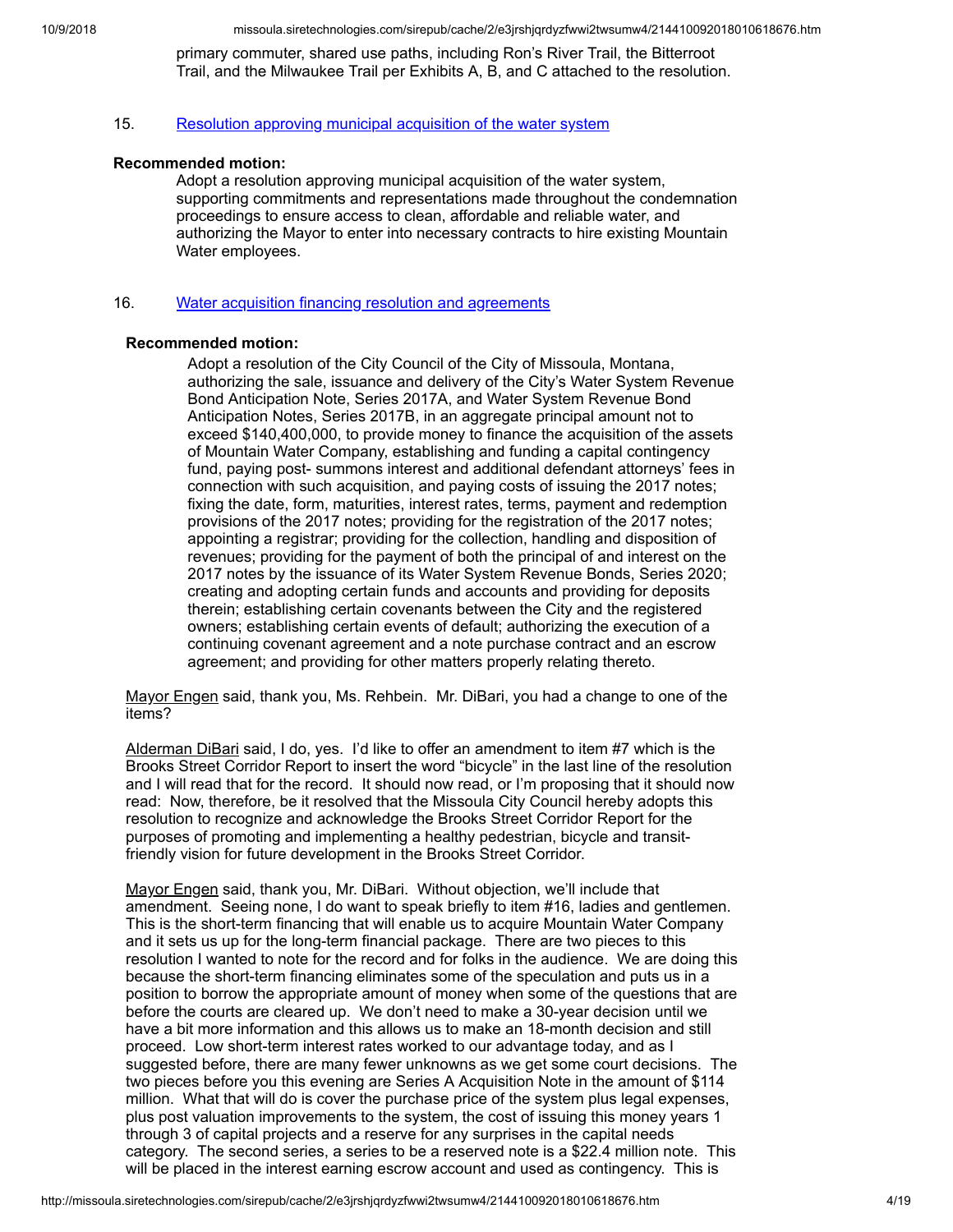primary commuter, shared use paths, including Ron's River Trail, the Bitterroot Trail, and the Milwaukee Trail per Exhibits A, B, and C attached to the resolution.

15. Resolution approving municipal acquisition of the water system

**Recommended motion:**

Adopt a resolution approving municipal acquisition of the water system, supporting commitments and representations made throughout the condemnation proceedings to ensure access to clean, affordable and reliable water, and authorizing the Mayor to enter into necessary contracts to hire existing Mountain Water employees.

16. Water acquisition financing resolution and agreements

**Recommended motion:**

Adopt a resolution of the City Council of the City of Missoula, Montana, authorizing the sale, issuance and delivery of the City's Water System Revenue Bond Anticipation Note, Series 2017A, and Water System Revenue Bond Anticipation Notes, Series 2017B, in an aggregate principal amount not to exceed $140,400,000, to provide money to finance the acquisition of the assets of Mountain Water Company, establishing and funding a capital contingency fund, paying post- summons interest and additional defendant attorneys' fees in connection with such acquisition, and paying costs of issuing the 2017 notes; fixing the date, form, maturities, interest rates, terms, payment and redemption provisions of the 2017 notes; providing for the registration of the 2017 notes; appointing a registrar; providing for the collection, handling and disposition of revenues; providing for the payment of both the principal of and interest on the 2017 notes by the issuance of its Water System Revenue Bonds, Series 2020; creating and adopting certain funds and accounts and providing for deposits therein; establishing certain covenants between the City and the registered owners; establishing certain events of default; authorizing the execution of a continuing covenant agreement and a note purchase contract and an escrow agreement; and providing for other matters properly relating thereto.

Mayor Engen said, thank you, Ms. Rehbein. Mr. DiBari, you had a change to one of the items?

Alderman DiBari said, I do, yes. I'd like to offer an amendment to item #7 which is the Brooks Street Corridor Report to insert the word "bicycle" in the last line of the resolution and I will read that for the record. It should now read, or I'm proposing that it should now read: Now, therefore, be it resolved that the Missoula City Council hereby adopts this resolution to recognize and acknowledge the Brooks Street Corridor Report for the purposes of promoting and implementing a healthy pedestrian, bicycle and transit-friendly vision for future development in the Brooks Street Corridor.

Mayor Engen said, thank you, Mr. DiBari. Without objection, we'll include that amendment. Seeing none, I do want to speak briefly to item #16, ladies and gentlemen. This is the short-term financing that will enable us to acquire Mountain Water Company and it sets us up for the long-term financial package. There are two pieces to this resolution I wanted to note for the record and for folks in the audience. We are doing this because the short-term financing eliminates some of the speculation and puts us in a position to borrow the appropriate amount of money when some of the questions that are before the courts are cleared up. We don't need to make a 30-year decision until we have a bit more information and this allows us to make an 18-month decision and still proceed. Low short-term interest rates worked to our advantage today, and as I suggested before, there are many fewer unknowns as we get some court decisions. The two pieces before you this evening are Series A Acquisition Note in the amount of $114 million. What that will do is cover the purchase price of the system plus legal expenses, plus post valuation improvements to the system, the cost of issuing this money years 1 through 3 of capital projects and a reserve for any surprises in the capital needs category. The second series, a series to be a reserved note is a $22.4 million note. This will be placed in the interest earning escrow account and used as contingency. This is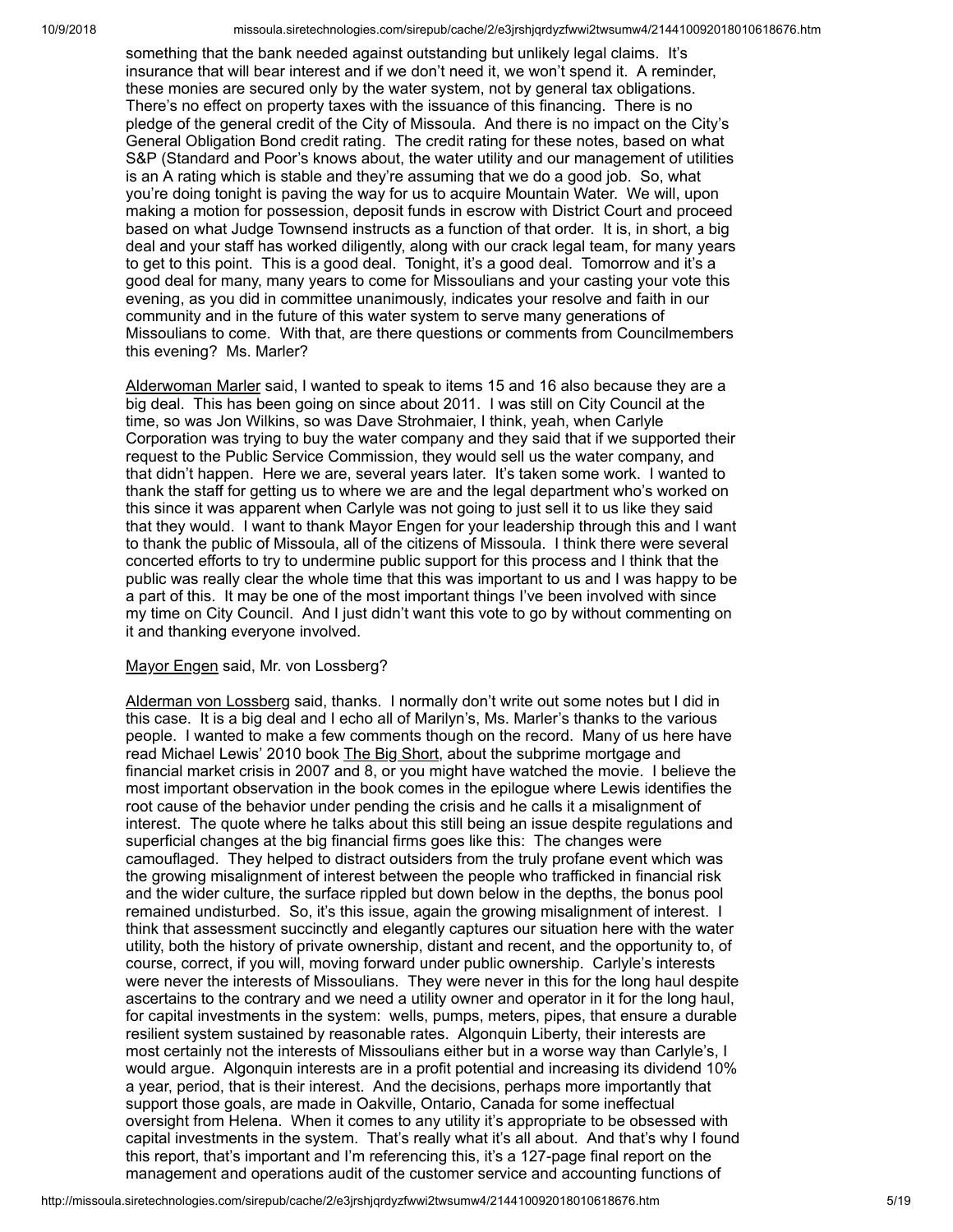something that the bank needed against outstanding but unlikely legal claims. It's insurance that will bear interest and if we don't need it, we won't spend it. A reminder, these monies are secured only by the water system, not by general tax obligations. There's no effect on property taxes with the issuance of this financing. There is no pledge of the general credit of the City of Missoula. And there is no impact on the City's General Obligation Bond credit rating. The credit rating for these notes, based on what S&P (Standard and Poor's knows about, the water utility and our management of utilities is an A rating which is stable and they're assuming that we do a good job. So, what you're doing tonight is paving the way for us to acquire Mountain Water. We will, upon making a motion for possession, deposit funds in escrow with District Court and proceed based on what Judge Townsend instructs as a function of that order. It is, in short, a big deal and your staff has worked diligently, along with our crack legal team, for many years to get to this point. This is a good deal. Tonight, it's a good deal. Tomorrow and it's a good deal for many, many years to come for Missoulians and your casting your vote this evening, as you did in committee unanimously, indicates your resolve and faith in our community and in the future of this water system to serve many generations of Missoulians to come. With that, are there questions or comments from Councilmembers this evening? Ms. Marler?

Alderwoman Marler said, I wanted to speak to items 15 and 16 also because they are a big deal. This has been going on since about 2011. I was still on City Council at the time, so was Jon Wilkins, so was Dave Strohmaier, I think, yeah, when Carlyle Corporation was trying to buy the water company and they said that if we supported their request to the Public Service Commission, they would sell us the water company, and that didn't happen. Here we are, several years later. It's taken some work. I wanted to thank the staff for getting us to where we are and the legal department who's worked on this since it was apparent when Carlyle was not going to just sell it to us like they said that they would. I want to thank Mayor Engen for your leadership through this and I want to thank the public of Missoula, all of the citizens of Missoula. I think there were several concerted efforts to try to undermine public support for this process and I think that the public was really clear the whole time that this was important to us and I was happy to be a part of this. It may be one of the most important things I've been involved with since my time on City Council. And I just didn't want this vote to go by without commenting on it and thanking everyone involved.

Mayor Engen said, Mr. von Lossberg?

Alderman von Lossberg said, thanks. I normally don't write out some notes but I did in this case. It is a big deal and I echo all of Marilyn's, Ms. Marler's thanks to the various people. I wanted to make a few comments though on the record. Many of us here have read Michael Lewis' 2010 book The Big Short, about the subprime mortgage and financial market crisis in 2007 and 8, or you might have watched the movie. I believe the most important observation in the book comes in the epilogue where Lewis identifies the root cause of the behavior under pending the crisis and he calls it a misalignment of interest. The quote where he talks about this still being an issue despite regulations and superficial changes at the big financial firms goes like this: The changes were camouflaged. They helped to distract outsiders from the truly profane event which was the growing misalignment of interest between the people who trafficked in financial risk and the wider culture, the surface rippled but down below in the depths, the bonus pool remained undisturbed. So, it's this issue, again the growing misalignment of interest. I think that assessment succinctly and elegantly captures our situation here with the water utility, both the history of private ownership, distant and recent, and the opportunity to, of course, correct, if you will, moving forward under public ownership. Carlyle's interests were never the interests of Missoulians. They were never in this for the long haul despite ascertains to the contrary and we need a utility owner and operator in it for the long haul, for capital investments in the system: wells, pumps, meters, pipes, that ensure a durable resilient system sustained by reasonable rates. Algonquin Liberty, their interests are most certainly not the interests of Missoulians either but in a worse way than Carlyle's, I would argue. Algonquin interests are in a profit potential and increasing its dividend 10% a year, period, that is their interest. And the decisions, perhaps more importantly that support those goals, are made in Oakville, Ontario, Canada for some ineffectual oversight from Helena. When it comes to any utility it's appropriate to be obsessed with capital investments in the system. That's really what it's all about. And that's why I found this report, that's important and I'm referencing this, it's a 127-page final report on the management and operations audit of the customer service and accounting functions of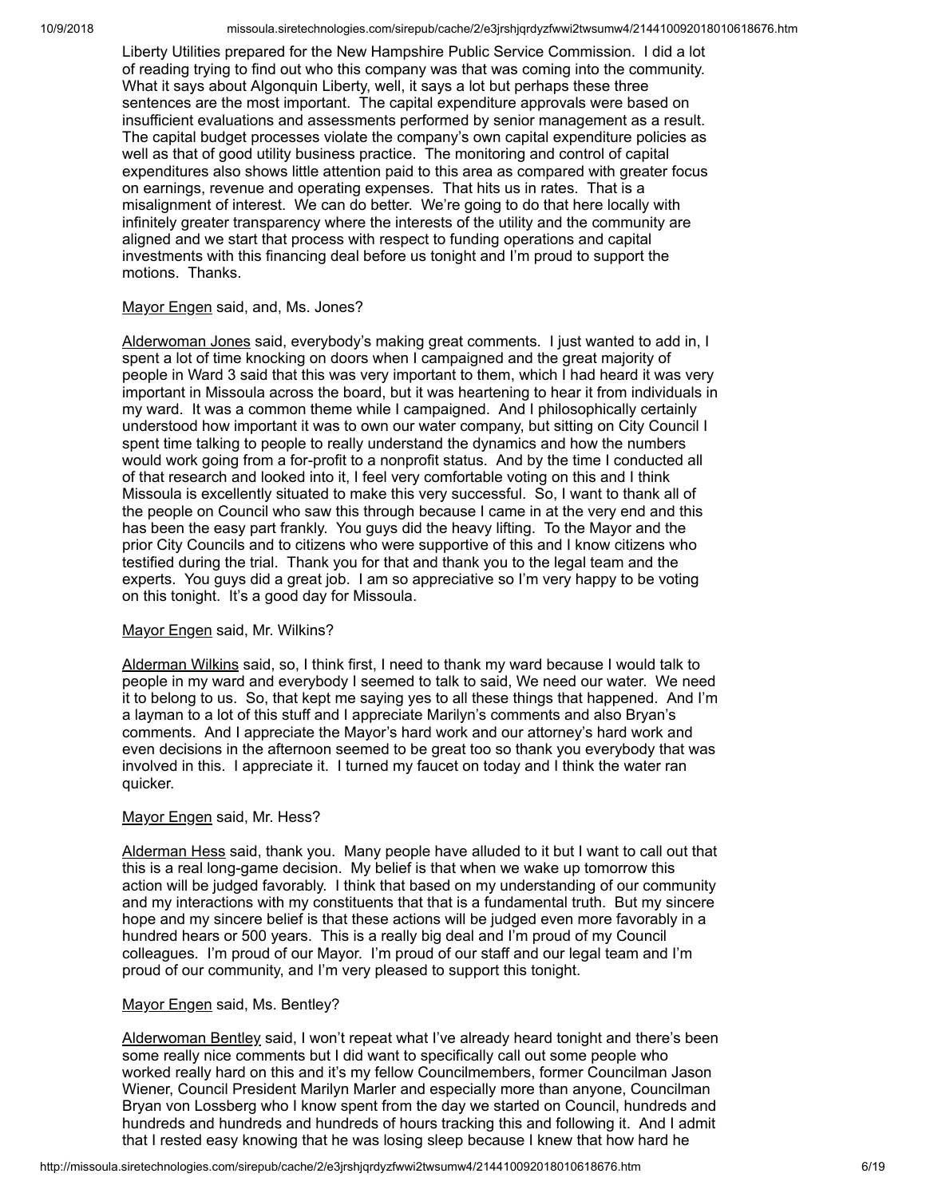Liberty Utilities prepared for the New Hampshire Public Service Commission. I did a lot of reading trying to find out who this company was that was coming into the community. What it says about Algonquin Liberty, well, it says a lot but perhaps these three sentences are the most important. The capital expenditure approvals were based on insufficient evaluations and assessments performed by senior management as a result. The capital budget processes violate the company's own capital expenditure policies as well as that of good utility business practice. The monitoring and control of capital expenditures also shows little attention paid to this area as compared with greater focus on earnings, revenue and operating expenses. That hits us in rates. That is a misalignment of interest. We can do better. We're going to do that here locally with infinitely greater transparency where the interests of the utility and the community are aligned and we start that process with respect to funding operations and capital investments with this financing deal before us tonight and I'm proud to support the motions. Thanks.

Mayor Engen said, and, Ms. Jones?

Alderwoman Jones said, everybody's making great comments. I just wanted to add in, I spent a lot of time knocking on doors when I campaigned and the great majority of people in Ward 3 said that this was very important to them, which I had heard it was very important in Missoula across the board, but it was heartening to hear it from individuals in my ward. It was a common theme while I campaigned. And I philosophically certainly understood how important it was to own our water company, but sitting on City Council I spent time talking to people to really understand the dynamics and how the numbers would work going from a for-profit to a nonprofit status. And by the time I conducted all of that research and looked into it, I feel very comfortable voting on this and I think Missoula is excellently situated to make this very successful. So, I want to thank all of the people on Council who saw this through because I came in at the very end and this has been the easy part frankly. You guys did the heavy lifting. To the Mayor and the prior City Councils and to citizens who were supportive of this and I know citizens who testified during the trial. Thank you for that and thank you to the legal team and the experts. You guys did a great job. I am so appreciative so I'm very happy to be voting on this tonight. It's a good day for Missoula.

Mayor Engen said, Mr. Wilkins?

Alderman Wilkins said, so, I think first, I need to thank my ward because I would talk to people in my ward and everybody I seemed to talk to said, We need our water. We need it to belong to us. So, that kept me saying yes to all these things that happened. And I'm a layman to a lot of this stuff and I appreciate Marilyn's comments and also Bryan's comments. And I appreciate the Mayor's hard work and our attorney's hard work and even decisions in the afternoon seemed to be great too so thank you everybody that was involved in this. I appreciate it. I turned my faucet on today and I think the water ran quicker.

Mayor Engen said, Mr. Hess?

Alderman Hess said, thank you. Many people have alluded to it but I want to call out that this is a real long-game decision. My belief is that when we wake up tomorrow this action will be judged favorably. I think that based on my understanding of our community and my interactions with my constituents that that is a fundamental truth. But my sincere hope and my sincere belief is that these actions will be judged even more favorably in a hundred hears or 500 years. This is a really big deal and I'm proud of my Council colleagues. I'm proud of our Mayor. I'm proud of our staff and our legal team and I'm proud of our community, and I'm very pleased to support this tonight.

Mayor Engen said, Ms. Bentley?

Alderwoman Bentley said, I won't repeat what I've already heard tonight and there's been some really nice comments but I did want to specifically call out some people who worked really hard on this and it's my fellow Councilmembers, former Councilman Jason Wiener, Council President Marilyn Marler and especially more than anyone, Councilman Bryan von Lossberg who I know spent from the day we started on Council, hundreds and hundreds and hundreds and hundreds of hours tracking this and following it. And I admit that I rested easy knowing that he was losing sleep because I knew that how hard he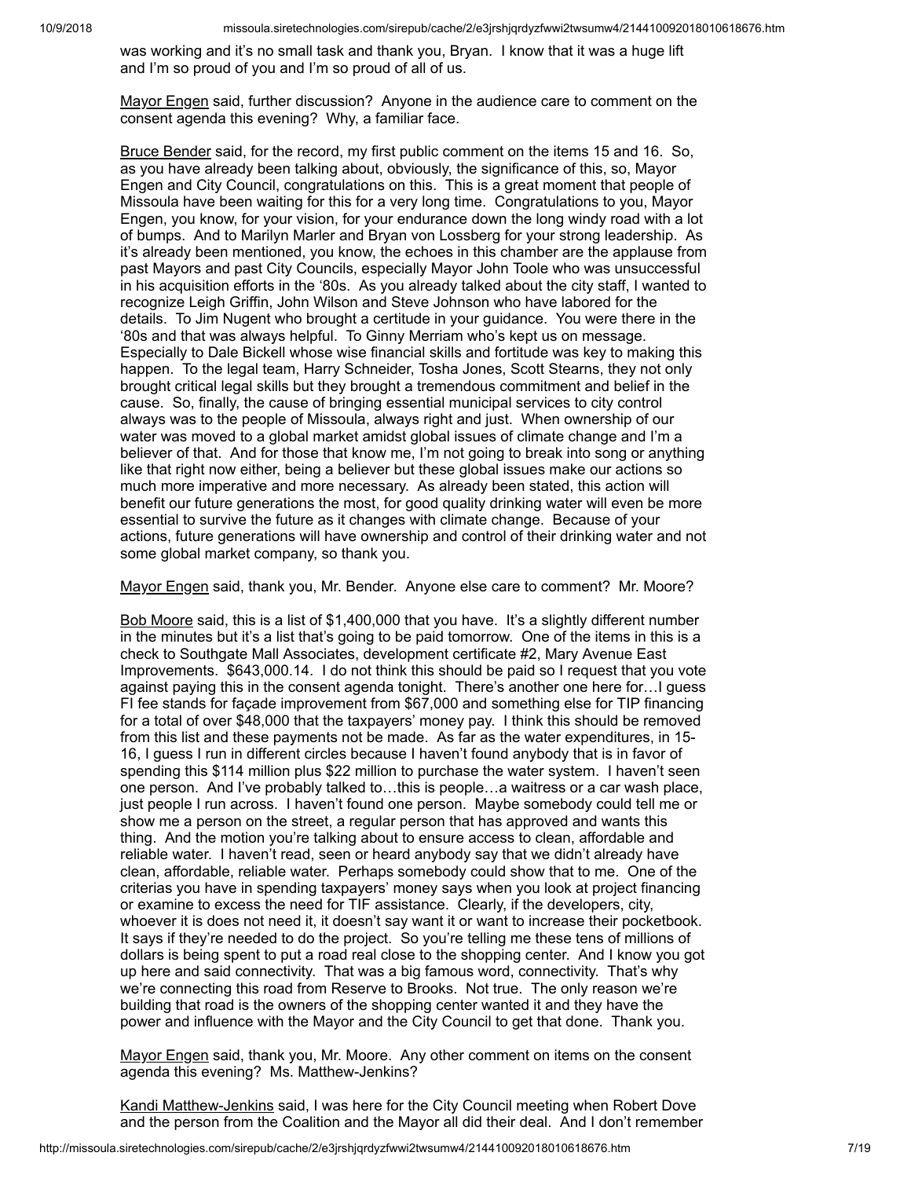was working and it's no small task and thank you, Bryan. I know that it was a huge lift and I'm so proud of you and I'm so proud of all of us.

Mayor Engen said, further discussion? Anyone in the audience care to comment on the consent agenda this evening? Why, a familiar face.

Bruce Bender said, for the record, my first public comment on the items 15 and 16. So, as you have already been talking about, obviously, the significance of this, so, Mayor Engen and City Council, congratulations on this. This is a great moment that people of Missoula have been waiting for this for a very long time. Congratulations to you, Mayor Engen, you know, for your vision, for your endurance down the long windy road with a lot of bumps. And to Marilyn Marler and Bryan von Lossberg for your strong leadership. As it's already been mentioned, you know, the echoes in this chamber are the applause from past Mayors and past City Councils, especially Mayor John Toole who was unsuccessful in his acquisition efforts in the '80s. As you already talked about the city staff, I wanted to recognize Leigh Griffin, John Wilson and Steve Johnson who have labored for the details. To Jim Nugent who brought a certitude in your guidance. You were there in the '80s and that was always helpful. To Ginny Merriam who's kept us on message. Especially to Dale Bickell whose wise financial skills and fortitude was key to making this happen. To the legal team, Harry Schneider, Tosha Jones, Scott Stearns, they not only brought critical legal skills but they brought a tremendous commitment and belief in the cause. So, finally, the cause of bringing essential municipal services to city control always was to the people of Missoula, always right and just. When ownership of our water was moved to a global market amidst global issues of climate change and I'm a believer of that. And for those that know me, I'm not going to break into song or anything like that right now either, being a believer but these global issues make our actions so much more imperative and more necessary. As already been stated, this action will benefit our future generations the most, for good quality drinking water will even be more essential to survive the future as it changes with climate change. Because of your actions, future generations will have ownership and control of their drinking water and not some global market company, so thank you.

Mayor Engen said, thank you, Mr. Bender. Anyone else care to comment? Mr. Moore?

Bob Moore said, this is a list of $1,400,000 that you have. It's a slightly different number in the minutes but it's a list that's going to be paid tomorrow. One of the items in this is a check to Southgate Mall Associates, development certificate #2, Mary Avenue East Improvements. $643,000.14. I do not think this should be paid so I request that you vote against paying this in the consent agenda tonight. There's another one here for…I guess FI fee stands for façade improvement from $67,000 and something else for TIP financing for a total of over $48,000 that the taxpayers' money pay. I think this should be removed from this list and these payments not be made. As far as the water expenditures, in 15-16, I guess I run in different circles because I haven't found anybody that is in favor of spending this $114 million plus $22 million to purchase the water system. I haven't seen one person. And I've probably talked to…this is people…a waitress or a car wash place, just people I run across. I haven't found one person. Maybe somebody could tell me or show me a person on the street, a regular person that has approved and wants this thing. And the motion you're talking about to ensure access to clean, affordable and reliable water. I haven't read, seen or heard anybody say that we didn't already have clean, affordable, reliable water. Perhaps somebody could show that to me. One of the criterias you have in spending taxpayers' money says when you look at project financing or examine to excess the need for TIF assistance. Clearly, if the developers, city, whoever it is does not need it, it doesn't say want it or want to increase their pocketbook. It says if they're needed to do the project. So you're telling me these tens of millions of dollars is being spent to put a road real close to the shopping center. And I know you got up here and said connectivity. That was a big famous word, connectivity. That's why we're connecting this road from Reserve to Brooks. Not true. The only reason we're building that road is the owners of the shopping center wanted it and they have the power and influence with the Mayor and the City Council to get that done. Thank you.

Mayor Engen said, thank you, Mr. Moore. Any other comment on items on the consent agenda this evening? Ms. Matthew-Jenkins?

Kandi Matthew-Jenkins said, I was here for the City Council meeting when Robert Dove and the person from the Coalition and the Mayor all did their deal. And I don't remember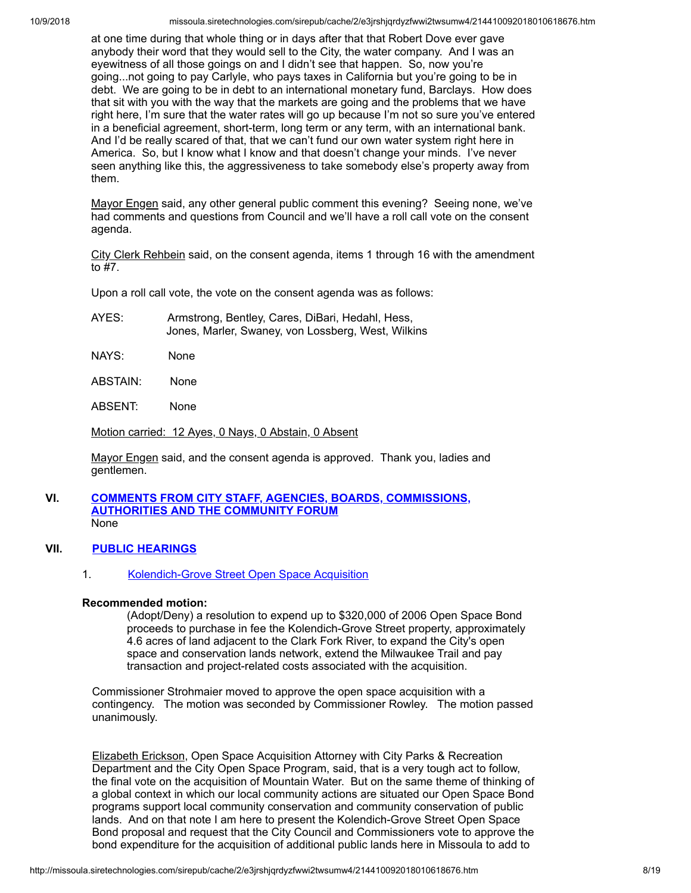at one time during that whole thing or in days after that that Robert Dove ever gave anybody their word that they would sell to the City, the water company. And I was an eyewitness of all those goings on and I didn't see that happen. So, now you're going...not going to pay Carlyle, who pays taxes in California but you're going to be in debt. We are going to be in debt to an international monetary fund, Barclays. How does that sit with you with the way that the markets are going and the problems that we have right here, I'm sure that the water rates will go up because I'm not so sure you've entered in a beneficial agreement, short-term, long term or any term, with an international bank. And I'd be really scared of that, that we can't fund our own water system right here in America. So, but I know what I know and that doesn't change your minds. I've never seen anything like this, the aggressiveness to take somebody else's property away from them.

Mayor Engen said, any other general public comment this evening? Seeing none, we've had comments and questions from Council and we'll have a roll call vote on the consent agenda.

City Clerk Rehbein said, on the consent agenda, items 1 through 16 with the amendment to #7.

Upon a roll call vote, the vote on the consent agenda was as follows:

AYES: Armstrong, Bentley, Cares, DiBari, Hedahl, Hess, Jones, Marler, Swaney, von Lossberg, West, Wilkins

NAYS: None

ABSTAIN: None

ABSENT: None

Motion carried: 12 Ayes, 0 Nays, 0 Abstain, 0 Absent

Mayor Engen said, and the consent agenda is approved. Thank you, ladies and gentlemen.

## VI. COMMENTS FROM CITY STAFF, AGENCIES, BOARDS, COMMISSIONS, AUTHORITIES AND THE COMMUNITY FORUM

None

## VII. PUBLIC HEARINGS

1. Kolendich-Grove Street Open Space Acquisition

**Recommended motion:**

(Adopt/Deny) a resolution to expend up to $320,000 of 2006 Open Space Bond proceeds to purchase in fee the Kolendich-Grove Street property, approximately 4.6 acres of land adjacent to the Clark Fork River, to expand the City's open space and conservation lands network, extend the Milwaukee Trail and pay transaction and project-related costs associated with the acquisition.

Commissioner Strohmaier moved to approve the open space acquisition with a contingency. The motion was seconded by Commissioner Rowley. The motion passed unanimously.

Elizabeth Erickson, Open Space Acquisition Attorney with City Parks & Recreation Department and the City Open Space Program, said, that is a very tough act to follow, the final vote on the acquisition of Mountain Water. But on the same theme of thinking of a global context in which our local community actions are situated our Open Space Bond programs support local community conservation and community conservation of public lands. And on that note I am here to present the Kolendich-Grove Street Open Space Bond proposal and request that the City Council and Commissioners vote to approve the bond expenditure for the acquisition of additional public lands here in Missoula to add to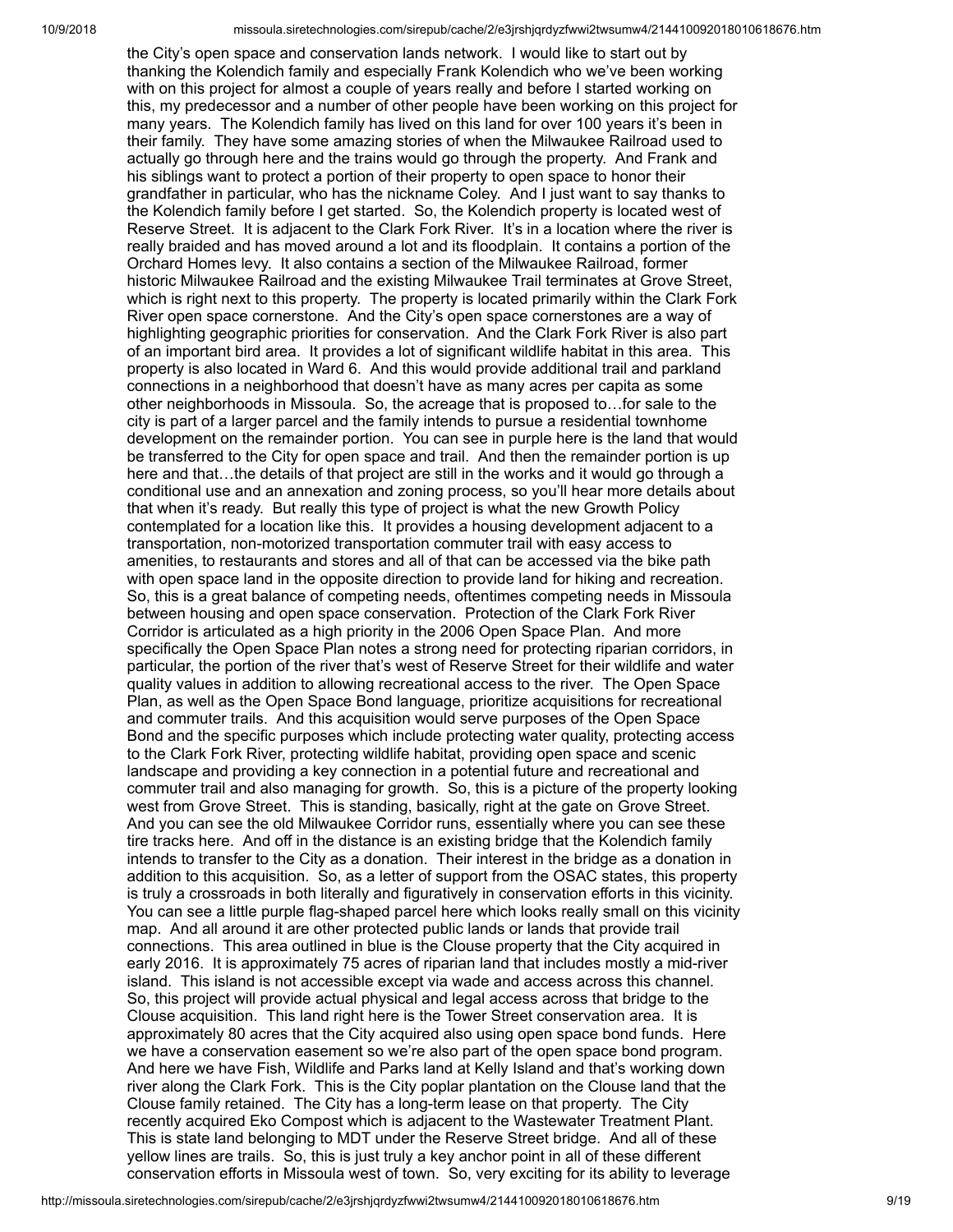the City's open space and conservation lands network. I would like to start out by thanking the Kolendich family and especially Frank Kolendich who we've been working with on this project for almost a couple of years really and before I started working on this, my predecessor and a number of other people have been working on this project for many years. The Kolendich family has lived on this land for over 100 years it's been in their family. They have some amazing stories of when the Milwaukee Railroad used to actually go through here and the trains would go through the property. And Frank and his siblings want to protect a portion of their property to open space to honor their grandfather in particular, who has the nickname Coley. And I just want to say thanks to the Kolendich family before I get started. So, the Kolendich property is located west of Reserve Street. It is adjacent to the Clark Fork River. It's in a location where the river is really braided and has moved around a lot and its floodplain. It contains a portion of the Orchard Homes levy. It also contains a section of the Milwaukee Railroad, former historic Milwaukee Railroad and the existing Milwaukee Trail terminates at Grove Street, which is right next to this property. The property is located primarily within the Clark Fork River open space cornerstone. And the City's open space cornerstones are a way of highlighting geographic priorities for conservation. And the Clark Fork River is also part of an important bird area. It provides a lot of significant wildlife habitat in this area. This property is also located in Ward 6. And this would provide additional trail and parkland connections in a neighborhood that doesn't have as many acres per capita as some other neighborhoods in Missoula. So, the acreage that is proposed to…for sale to the city is part of a larger parcel and the family intends to pursue a residential townhome development on the remainder portion. You can see in purple here is the land that would be transferred to the City for open space and trail. And then the remainder portion is up here and that…the details of that project are still in the works and it would go through a conditional use and an annexation and zoning process, so you'll hear more details about that when it's ready. But really this type of project is what the new Growth Policy contemplated for a location like this. It provides a housing development adjacent to a transportation, non-motorized transportation commuter trail with easy access to amenities, to restaurants and stores and all of that can be accessed via the bike path with open space land in the opposite direction to provide land for hiking and recreation. So, this is a great balance of competing needs, oftentimes competing needs in Missoula between housing and open space conservation. Protection of the Clark Fork River Corridor is articulated as a high priority in the 2006 Open Space Plan. And more specifically the Open Space Plan notes a strong need for protecting riparian corridors, in particular, the portion of the river that's west of Reserve Street for their wildlife and water quality values in addition to allowing recreational access to the river. The Open Space Plan, as well as the Open Space Bond language, prioritize acquisitions for recreational and commuter trails. And this acquisition would serve purposes of the Open Space Bond and the specific purposes which include protecting water quality, protecting access to the Clark Fork River, protecting wildlife habitat, providing open space and scenic landscape and providing a key connection in a potential future and recreational and commuter trail and also managing for growth. So, this is a picture of the property looking west from Grove Street. This is standing, basically, right at the gate on Grove Street. And you can see the old Milwaukee Corridor runs, essentially where you can see these tire tracks here. And off in the distance is an existing bridge that the Kolendich family intends to transfer to the City as a donation. Their interest in the bridge as a donation in addition to this acquisition. So, as a letter of support from the OSAC states, this property is truly a crossroads in both literally and figuratively in conservation efforts in this vicinity. You can see a little purple flag-shaped parcel here which looks really small on this vicinity map. And all around it are other protected public lands or lands that provide trail connections. This area outlined in blue is the Clouse property that the City acquired in early 2016. It is approximately 75 acres of riparian land that includes mostly a mid-river island. This island is not accessible except via wade and access across this channel. So, this project will provide actual physical and legal access across that bridge to the Clouse acquisition. This land right here is the Tower Street conservation area. It is approximately 80 acres that the City acquired also using open space bond funds. Here we have a conservation easement so we're also part of the open space bond program. And here we have Fish, Wildlife and Parks land at Kelly Island and that's working down river along the Clark Fork. This is the City poplar plantation on the Clouse land that the Clouse family retained. The City has a long-term lease on that property. The City recently acquired Eko Compost which is adjacent to the Wastewater Treatment Plant. This is state land belonging to MDT under the Reserve Street bridge. And all of these yellow lines are trails. So, this is just truly a key anchor point in all of these different conservation efforts in Missoula west of town. So, very exciting for its ability to leverage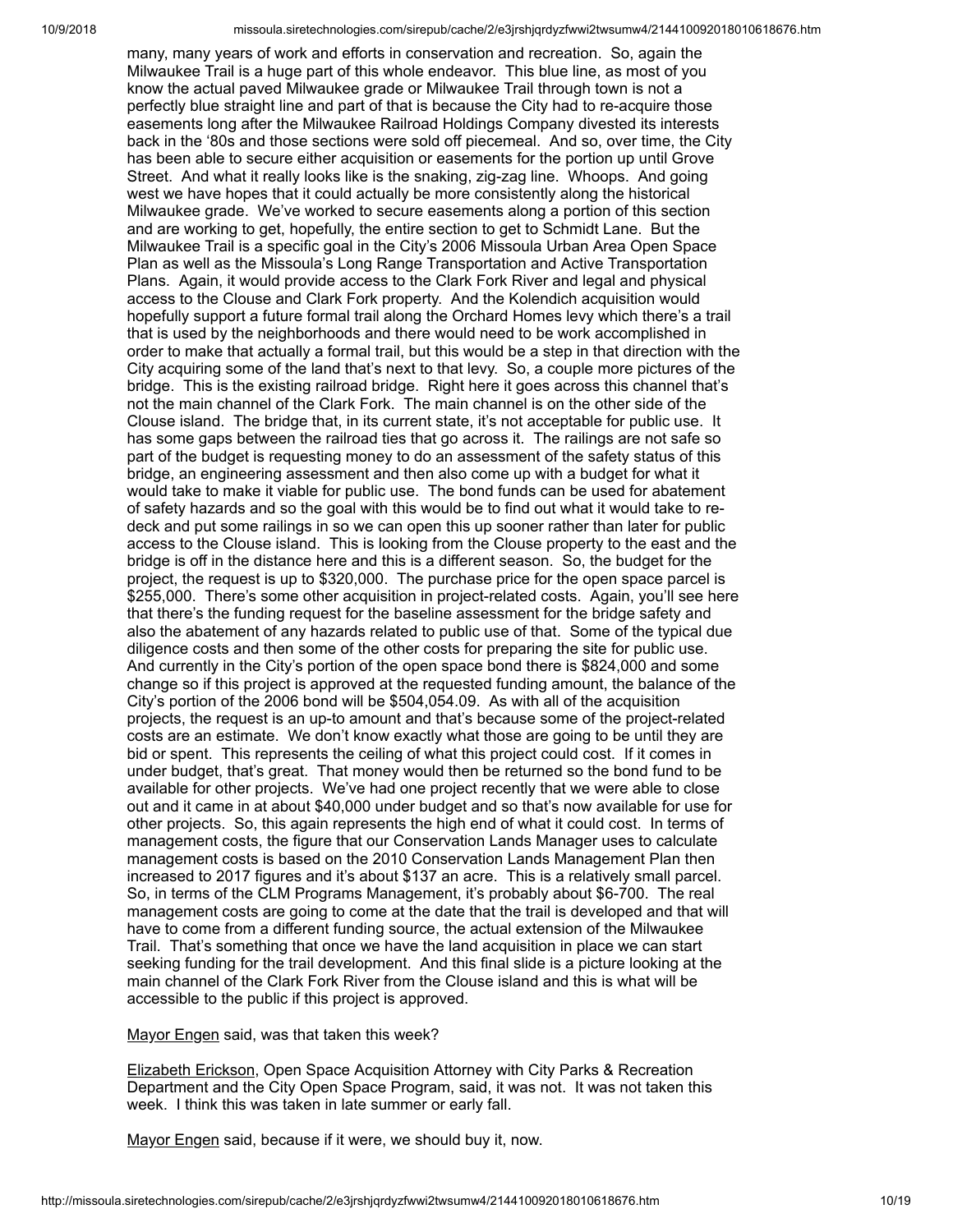many, many years of work and efforts in conservation and recreation. So, again the Milwaukee Trail is a huge part of this whole endeavor. This blue line, as most of you know the actual paved Milwaukee grade or Milwaukee Trail through town is not a perfectly blue straight line and part of that is because the City had to re-acquire those easements long after the Milwaukee Railroad Holdings Company divested its interests back in the '80s and those sections were sold off piecemeal. And so, over time, the City has been able to secure either acquisition or easements for the portion up until Grove Street. And what it really looks like is the snaking, zig-zag line. Whoops. And going west we have hopes that it could actually be more consistently along the historical Milwaukee grade. We've worked to secure easements along a portion of this section and are working to get, hopefully, the entire section to get to Schmidt Lane. But the Milwaukee Trail is a specific goal in the City's 2006 Missoula Urban Area Open Space Plan as well as the Missoula's Long Range Transportation and Active Transportation Plans. Again, it would provide access to the Clark Fork River and legal and physical access to the Clouse and Clark Fork property. And the Kolendich acquisition would hopefully support a future formal trail along the Orchard Homes levy which there's a trail that is used by the neighborhoods and there would need to be work accomplished in order to make that actually a formal trail, but this would be a step in that direction with the City acquiring some of the land that's next to that levy. So, a couple more pictures of the bridge. This is the existing railroad bridge. Right here it goes across this channel that's not the main channel of the Clark Fork. The main channel is on the other side of the Clouse island. The bridge that, in its current state, it's not acceptable for public use. It has some gaps between the railroad ties that go across it. The railings are not safe so part of the budget is requesting money to do an assessment of the safety status of this bridge, an engineering assessment and then also come up with a budget for what it would take to make it viable for public use. The bond funds can be used for abatement of safety hazards and so the goal with this would be to find out what it would take to re-deck and put some railings in so we can open this up sooner rather than later for public access to the Clouse island. This is looking from the Clouse property to the east and the bridge is off in the distance here and this is a different season. So, the budget for the project, the request is up to $320,000. The purchase price for the open space parcel is $255,000. There's some other acquisition in project-related costs. Again, you'll see here that there's the funding request for the baseline assessment for the bridge safety and also the abatement of any hazards related to public use of that. Some of the typical due diligence costs and then some of the other costs for preparing the site for public use. And currently in the City's portion of the open space bond there is $824,000 and some change so if this project is approved at the requested funding amount, the balance of the City's portion of the 2006 bond will be $504,054.09. As with all of the acquisition projects, the request is an up-to amount and that's because some of the project-related costs are an estimate. We don't know exactly what those are going to be until they are bid or spent. This represents the ceiling of what this project could cost. If it comes in under budget, that's great. That money would then be returned so the bond fund to be available for other projects. We've had one project recently that we were able to close out and it came in at about $40,000 under budget and so that's now available for use for other projects. So, this again represents the high end of what it could cost. In terms of management costs, the figure that our Conservation Lands Manager uses to calculate management costs is based on the 2010 Conservation Lands Management Plan then increased to 2017 figures and it's about $137 an acre. This is a relatively small parcel. So, in terms of the CLM Programs Management, it's probably about $6-700. The real management costs are going to come at the date that the trail is developed and that will have to come from a different funding source, the actual extension of the Milwaukee Trail. That's something that once we have the land acquisition in place we can start seeking funding for the trail development. And this final slide is a picture looking at the main channel of the Clark Fork River from the Clouse island and this is what will be accessible to the public if this project is approved.

Mayor Engen said, was that taken this week?

Elizabeth Erickson, Open Space Acquisition Attorney with City Parks & Recreation Department and the City Open Space Program, said, it was not. It was not taken this week. I think this was taken in late summer or early fall.

Mayor Engen said, because if it were, we should buy it, now.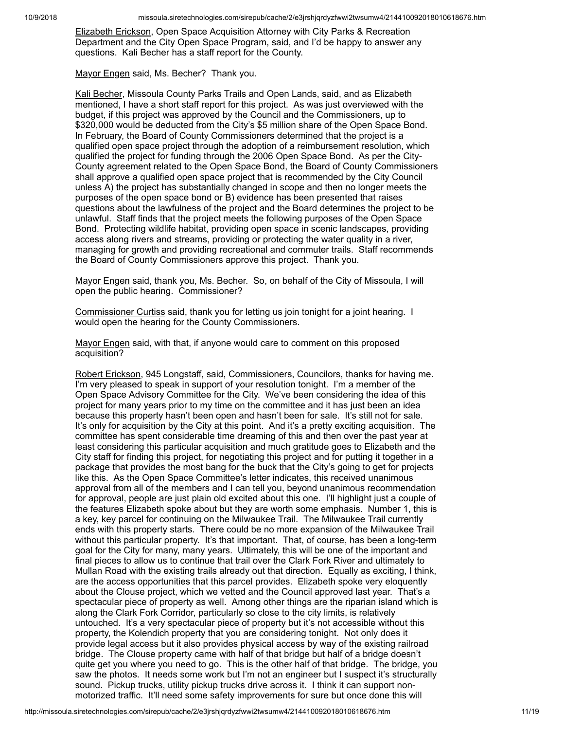Elizabeth Erickson, Open Space Acquisition Attorney with City Parks & Recreation Department and the City Open Space Program, said, and I'd be happy to answer any questions. Kali Becher has a staff report for the County.

Mayor Engen said, Ms. Becher? Thank you.

Kali Becher, Missoula County Parks Trails and Open Lands, said, and as Elizabeth mentioned, I have a short staff report for this project. As was just overviewed with the budget, if this project was approved by the Council and the Commissioners, up to $320,000 would be deducted from the City's $5 million share of the Open Space Bond. In February, the Board of County Commissioners determined that the project is a qualified open space project through the adoption of a reimbursement resolution, which qualified the project for funding through the 2006 Open Space Bond. As per the City-County agreement related to the Open Space Bond, the Board of County Commissioners shall approve a qualified open space project that is recommended by the City Council unless A) the project has substantially changed in scope and then no longer meets the purposes of the open space bond or B) evidence has been presented that raises questions about the lawfulness of the project and the Board determines the project to be unlawful. Staff finds that the project meets the following purposes of the Open Space Bond. Protecting wildlife habitat, providing open space in scenic landscapes, providing access along rivers and streams, providing or protecting the water quality in a river, managing for growth and providing recreational and commuter trails. Staff recommends the Board of County Commissioners approve this project. Thank you.

Mayor Engen said, thank you, Ms. Becher. So, on behalf of the City of Missoula, I will open the public hearing. Commissioner?

Commissioner Curtiss said, thank you for letting us join tonight for a joint hearing. I would open the hearing for the County Commissioners.

Mayor Engen said, with that, if anyone would care to comment on this proposed acquisition?

Robert Erickson, 945 Longstaff, said, Commissioners, Councilors, thanks for having me. I'm very pleased to speak in support of your resolution tonight. I'm a member of the Open Space Advisory Committee for the City. We've been considering the idea of this project for many years prior to my time on the committee and it has just been an idea because this property hasn't been open and hasn't been for sale. It's still not for sale. It's only for acquisition by the City at this point. And it's a pretty exciting acquisition. The committee has spent considerable time dreaming of this and then over the past year at least considering this particular acquisition and much gratitude goes to Elizabeth and the City staff for finding this project, for negotiating this project and for putting it together in a package that provides the most bang for the buck that the City's going to get for projects like this. As the Open Space Committee's letter indicates, this received unanimous approval from all of the members and I can tell you, beyond unanimous recommendation for approval, people are just plain old excited about this one. I'll highlight just a couple of the features Elizabeth spoke about but they are worth some emphasis. Number 1, this is a key, key parcel for continuing on the Milwaukee Trail. The Milwaukee Trail currently ends with this property starts. There could be no more expansion of the Milwaukee Trail without this particular property. It's that important. That, of course, has been a long-term goal for the City for many, many years. Ultimately, this will be one of the important and final pieces to allow us to continue that trail over the Clark Fork River and ultimately to Mullan Road with the existing trails already out that direction. Equally as exciting, I think, are the access opportunities that this parcel provides. Elizabeth spoke very eloquently about the Clouse project, which we vetted and the Council approved last year. That's a spectacular piece of property as well. Among other things are the riparian island which is along the Clark Fork Corridor, particularly so close to the city limits, is relatively untouched. It's a very spectacular piece of property but it's not accessible without this property, the Kolendich property that you are considering tonight. Not only does it provide legal access but it also provides physical access by way of the existing railroad bridge. The Clouse property came with half of that bridge but half of a bridge doesn't quite get you where you need to go. This is the other half of that bridge. The bridge, you saw the photos. It needs some work but I'm not an engineer but I suspect it's structurally sound. Pickup trucks, utility pickup trucks drive across it. I think it can support non-motorized traffic. It'll need some safety improvements for sure but once done this will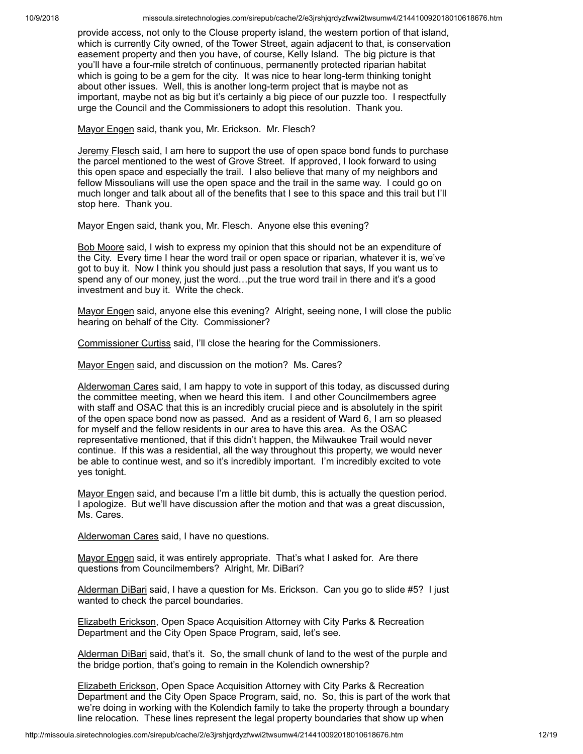provide access, not only to the Clouse property island, the western portion of that island, which is currently City owned, of the Tower Street, again adjacent to that, is conservation easement property and then you have, of course, Kelly Island. The big picture is that you'll have a four-mile stretch of continuous, permanently protected riparian habitat which is going to be a gem for the city. It was nice to hear long-term thinking tonight about other issues. Well, this is another long-term project that is maybe not as important, maybe not as big but it's certainly a big piece of our puzzle too. I respectfully urge the Council and the Commissioners to adopt this resolution. Thank you.

Mayor Engen said, thank you, Mr. Erickson. Mr. Flesch?

Jeremy Flesch said, I am here to support the use of open space bond funds to purchase the parcel mentioned to the west of Grove Street. If approved, I look forward to using this open space and especially the trail. I also believe that many of my neighbors and fellow Missoulians will use the open space and the trail in the same way. I could go on much longer and talk about all of the benefits that I see to this space and this trail but I'll stop here. Thank you.

Mayor Engen said, thank you, Mr. Flesch. Anyone else this evening?

Bob Moore said, I wish to express my opinion that this should not be an expenditure of the City. Every time I hear the word trail or open space or riparian, whatever it is, we've got to buy it. Now I think you should just pass a resolution that says, If you want us to spend any of our money, just the word…put the true word trail in there and it's a good investment and buy it. Write the check.

Mayor Engen said, anyone else this evening? Alright, seeing none, I will close the public hearing on behalf of the City. Commissioner?

Commissioner Curtiss said, I'll close the hearing for the Commissioners.

Mayor Engen said, and discussion on the motion? Ms. Cares?

Alderwoman Cares said, I am happy to vote in support of this today, as discussed during the committee meeting, when we heard this item. I and other Councilmembers agree with staff and OSAC that this is an incredibly crucial piece and is absolutely in the spirit of the open space bond now as passed. And as a resident of Ward 6, I am so pleased for myself and the fellow residents in our area to have this area. As the OSAC representative mentioned, that if this didn't happen, the Milwaukee Trail would never continue. If this was a residential, all the way throughout this property, we would never be able to continue west, and so it's incredibly important. I'm incredibly excited to vote yes tonight.

Mayor Engen said, and because I'm a little bit dumb, this is actually the question period. I apologize. But we'll have discussion after the motion and that was a great discussion, Ms. Cares.

Alderwoman Cares said, I have no questions.

Mayor Engen said, it was entirely appropriate. That's what I asked for. Are there questions from Councilmembers? Alright, Mr. DiBari?

Alderman DiBari said, I have a question for Ms. Erickson. Can you go to slide #5? I just wanted to check the parcel boundaries.

Elizabeth Erickson, Open Space Acquisition Attorney with City Parks & Recreation Department and the City Open Space Program, said, let's see.

Alderman DiBari said, that's it. So, the small chunk of land to the west of the purple and the bridge portion, that's going to remain in the Kolendich ownership?

Elizabeth Erickson, Open Space Acquisition Attorney with City Parks & Recreation Department and the City Open Space Program, said, no. So, this is part of the work that we're doing in working with the Kolendich family to take the property through a boundary line relocation. These lines represent the legal property boundaries that show up when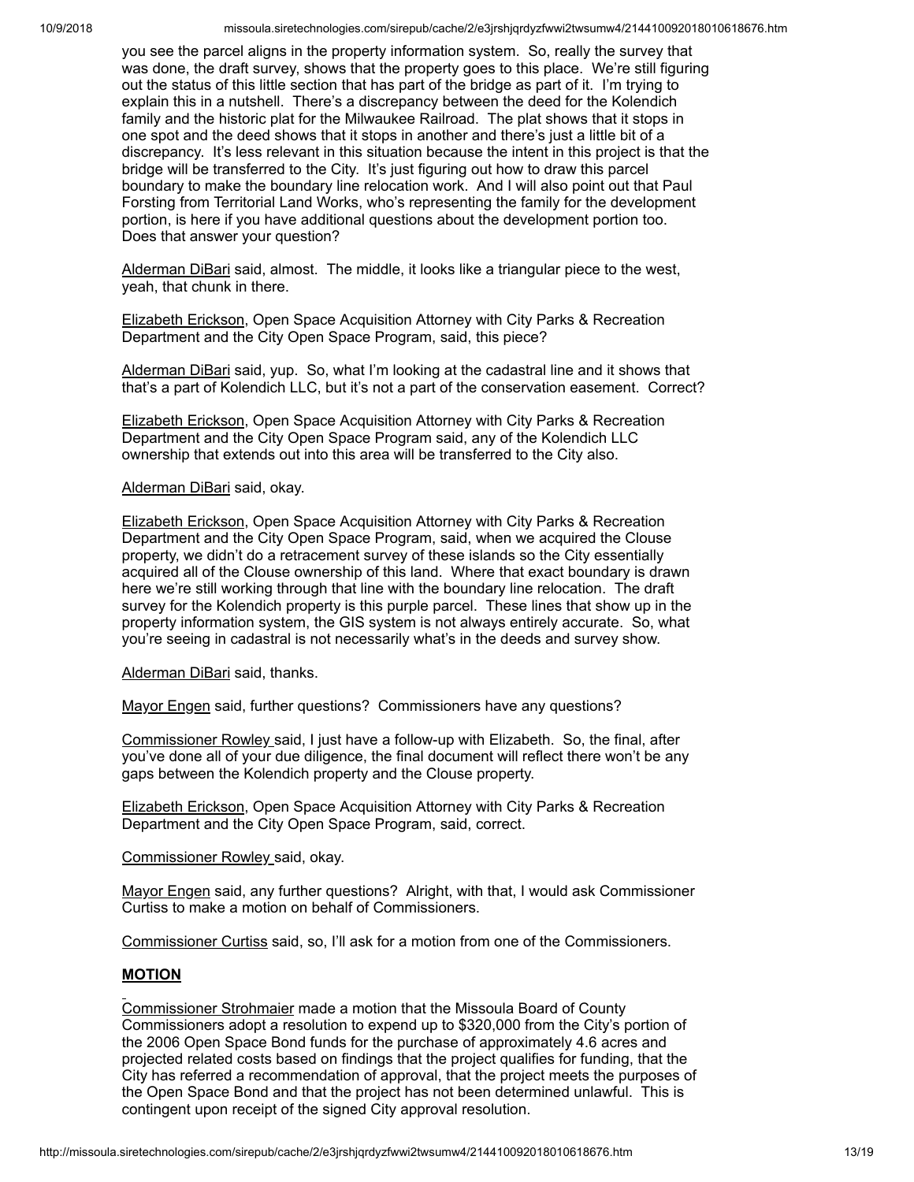you see the parcel aligns in the property information system. So, really the survey that was done, the draft survey, shows that the property goes to this place. We're still figuring out the status of this little section that has part of the bridge as part of it. I'm trying to explain this in a nutshell. There's a discrepancy between the deed for the Kolendich family and the historic plat for the Milwaukee Railroad. The plat shows that it stops in one spot and the deed shows that it stops in another and there's just a little bit of a discrepancy. It's less relevant in this situation because the intent in this project is that the bridge will be transferred to the City. It's just figuring out how to draw this parcel boundary to make the boundary line relocation work. And I will also point out that Paul Forsting from Territorial Land Works, who's representing the family for the development portion, is here if you have additional questions about the development portion too. Does that answer your question?

Alderman DiBari said, almost. The middle, it looks like a triangular piece to the west, yeah, that chunk in there.

Elizabeth Erickson, Open Space Acquisition Attorney with City Parks & Recreation Department and the City Open Space Program, said, this piece?

Alderman DiBari said, yup. So, what I'm looking at the cadastral line and it shows that that's a part of Kolendich LLC, but it's not a part of the conservation easement. Correct?

Elizabeth Erickson, Open Space Acquisition Attorney with City Parks & Recreation Department and the City Open Space Program said, any of the Kolendich LLC ownership that extends out into this area will be transferred to the City also.

Alderman DiBari said, okay.

Elizabeth Erickson, Open Space Acquisition Attorney with City Parks & Recreation Department and the City Open Space Program, said, when we acquired the Clouse property, we didn't do a retracement survey of these islands so the City essentially acquired all of the Clouse ownership of this land. Where that exact boundary is drawn here we're still working through that line with the boundary line relocation. The draft survey for the Kolendich property is this purple parcel. These lines that show up in the property information system, the GIS system is not always entirely accurate. So, what you're seeing in cadastral is not necessarily what's in the deeds and survey show.

Alderman DiBari said, thanks.

Mayor Engen said, further questions? Commissioners have any questions?

Commissioner Rowley said, I just have a follow-up with Elizabeth. So, the final, after you've done all of your due diligence, the final document will reflect there won't be any gaps between the Kolendich property and the Clouse property.

Elizabeth Erickson, Open Space Acquisition Attorney with City Parks & Recreation Department and the City Open Space Program, said, correct.

Commissioner Rowley said, okay.

Mayor Engen said, any further questions? Alright, with that, I would ask Commissioner Curtiss to make a motion on behalf of Commissioners.

Commissioner Curtiss said, so, I'll ask for a motion from one of the Commissioners.

**MOTION**

Commissioner Strohmaier made a motion that the Missoula Board of County Commissioners adopt a resolution to expend up to $320,000 from the City's portion of the 2006 Open Space Bond funds for the purchase of approximately 4.6 acres and projected related costs based on findings that the project qualifies for funding, that the City has referred a recommendation of approval, that the project meets the purposes of the Open Space Bond and that the project has not been determined unlawful. This is contingent upon receipt of the signed City approval resolution.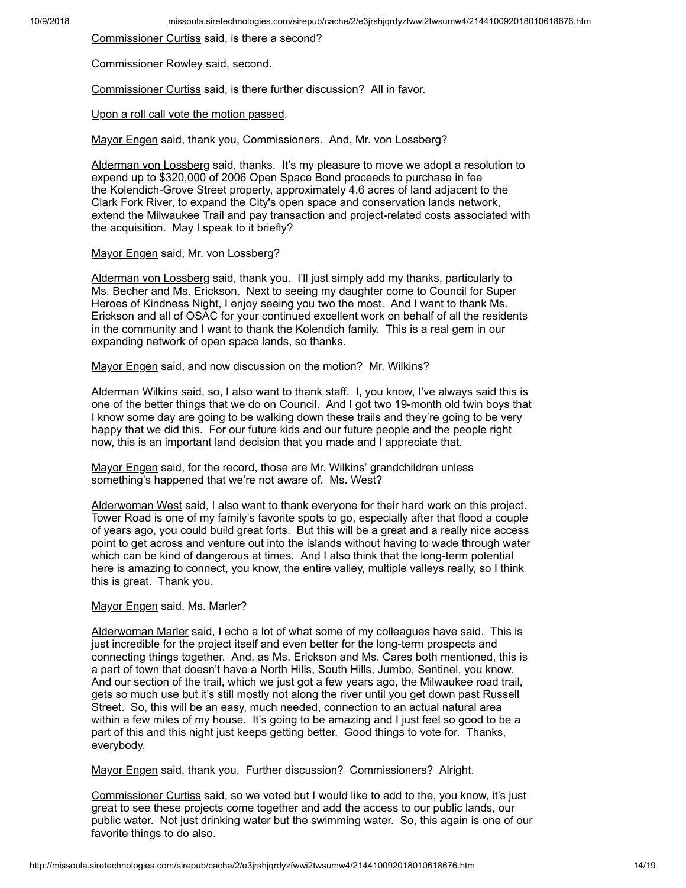Commissioner Curtiss said, is there a second?

Commissioner Rowley said, second.

Commissioner Curtiss said, is there further discussion? All in favor.

Upon a roll call vote the motion passed.

Mayor Engen said, thank you, Commissioners. And, Mr. von Lossberg?

Alderman von Lossberg said, thanks. It's my pleasure to move we adopt a resolution to expend up to $320,000 of 2006 Open Space Bond proceeds to purchase in fee the Kolendich-Grove Street property, approximately 4.6 acres of land adjacent to the Clark Fork River, to expand the City's open space and conservation lands network, extend the Milwaukee Trail and pay transaction and project-related costs associated with the acquisition. May I speak to it briefly?

Mayor Engen said, Mr. von Lossberg?

Alderman von Lossberg said, thank you. I'll just simply add my thanks, particularly to Ms. Becher and Ms. Erickson. Next to seeing my daughter come to Council for Super Heroes of Kindness Night, I enjoy seeing you two the most. And I want to thank Ms. Erickson and all of OSAC for your continued excellent work on behalf of all the residents in the community and I want to thank the Kolendich family. This is a real gem in our expanding network of open space lands, so thanks.

Mayor Engen said, and now discussion on the motion? Mr. Wilkins?

Alderman Wilkins said, so, I also want to thank staff. I, you know, I've always said this is one of the better things that we do on Council. And I got two 19-month old twin boys that I know some day are going to be walking down these trails and they're going to be very happy that we did this. For our future kids and our future people and the people right now, this is an important land decision that you made and I appreciate that.

Mayor Engen said, for the record, those are Mr. Wilkins' grandchildren unless something's happened that we're not aware of. Ms. West?

Alderwoman West said, I also want to thank everyone for their hard work on this project. Tower Road is one of my family's favorite spots to go, especially after that flood a couple of years ago, you could build great forts. But this will be a great and a really nice access point to get across and venture out into the islands without having to wade through water which can be kind of dangerous at times. And I also think that the long-term potential here is amazing to connect, you know, the entire valley, multiple valleys really, so I think this is great. Thank you.

Mayor Engen said, Ms. Marler?

Alderwoman Marler said, I echo a lot of what some of my colleagues have said. This is just incredible for the project itself and even better for the long-term prospects and connecting things together. And, as Ms. Erickson and Ms. Cares both mentioned, this is a part of town that doesn't have a North Hills, South Hills, Jumbo, Sentinel, you know. And our section of the trail, which we just got a few years ago, the Milwaukee road trail, gets so much use but it's still mostly not along the river until you get down past Russell Street. So, this will be an easy, much needed, connection to an actual natural area within a few miles of my house. It's going to be amazing and I just feel so good to be a part of this and this night just keeps getting better. Good things to vote for. Thanks, everybody.

Mayor Engen said, thank you. Further discussion? Commissioners? Alright.

Commissioner Curtiss said, so we voted but I would like to add to the, you know, it's just great to see these projects come together and add the access to our public lands, our public water. Not just drinking water but the swimming water. So, this again is one of our favorite things to do also.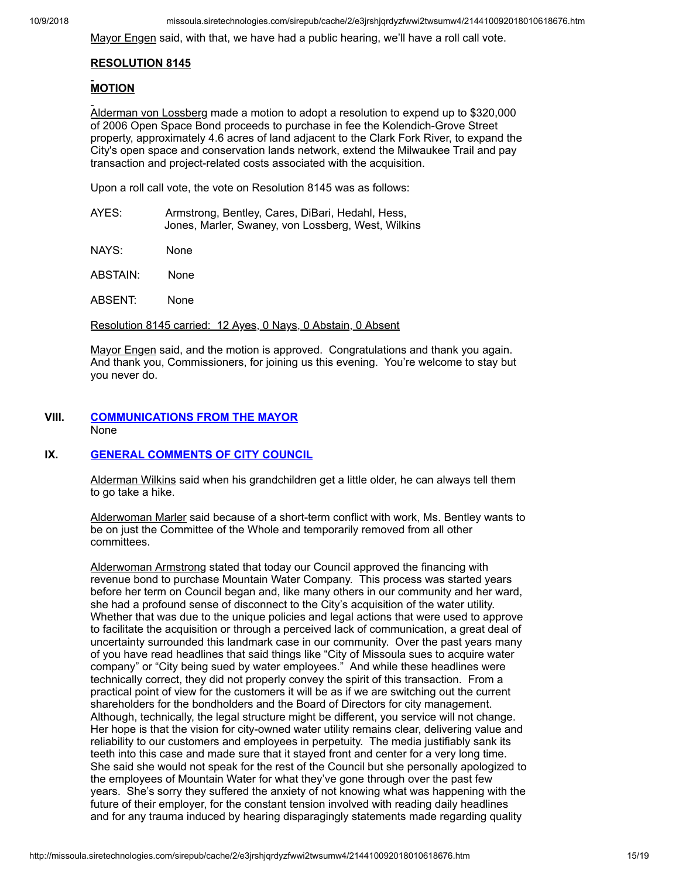Mayor Engen said, with that, we have had a public hearing, we'll have a roll call vote.

**RESOLUTION 8145**

**MOTION**

Alderman von Lossberg made a motion to adopt a resolution to expend up to $320,000 of 2006 Open Space Bond proceeds to purchase in fee the Kolendich-Grove Street property, approximately 4.6 acres of land adjacent to the Clark Fork River, to expand the City's open space and conservation lands network, extend the Milwaukee Trail and pay transaction and project-related costs associated with the acquisition.

Upon a roll call vote, the vote on Resolution 8145 was as follows:

| | |
|---|---|
| AYES: | Armstrong, Bentley, Cares, DiBari, Hedahl, Hess, Jones, Marler, Swaney, von Lossberg, West, Wilkins |
| NAYS: | None |
| ABSTAIN: | None |
| ABSENT: | None |

Resolution 8145 carried: 12 Ayes, 0 Nays, 0 Abstain, 0 Absent

Mayor Engen said, and the motion is approved. Congratulations and thank you again. And thank you, Commissioners, for joining us this evening. You're welcome to stay but you never do.

## VIII. COMMUNICATIONS FROM THE MAYOR

None

## IX. GENERAL COMMENTS OF CITY COUNCIL

Alderman Wilkins said when his grandchildren get a little older, he can always tell them to go take a hike.

Alderwoman Marler said because of a short-term conflict with work, Ms. Bentley wants to be on just the Committee of the Whole and temporarily removed from all other committees.

Alderwoman Armstrong stated that today our Council approved the financing with revenue bond to purchase Mountain Water Company. This process was started years before her term on Council began and, like many others in our community and her ward, she had a profound sense of disconnect to the City's acquisition of the water utility. Whether that was due to the unique policies and legal actions that were used to approve to facilitate the acquisition or through a perceived lack of communication, a great deal of uncertainty surrounded this landmark case in our community. Over the past years many of you have read headlines that said things like "City of Missoula sues to acquire water company" or "City being sued by water employees." And while these headlines were technically correct, they did not properly convey the spirit of this transaction. From a practical point of view for the customers it will be as if we are switching out the current shareholders for the bondholders and the Board of Directors for city management. Although, technically, the legal structure might be different, you service will not change. Her hope is that the vision for city-owned water utility remains clear, delivering value and reliability to our customers and employees in perpetuity. The media justifiably sank its teeth into this case and made sure that it stayed front and center for a very long time. She said she would not speak for the rest of the Council but she personally apologized to the employees of Mountain Water for what they've gone through over the past few years. She's sorry they suffered the anxiety of not knowing what was happening with the future of their employer, for the constant tension involved with reading daily headlines and for any trauma induced by hearing disparagingly statements made regarding quality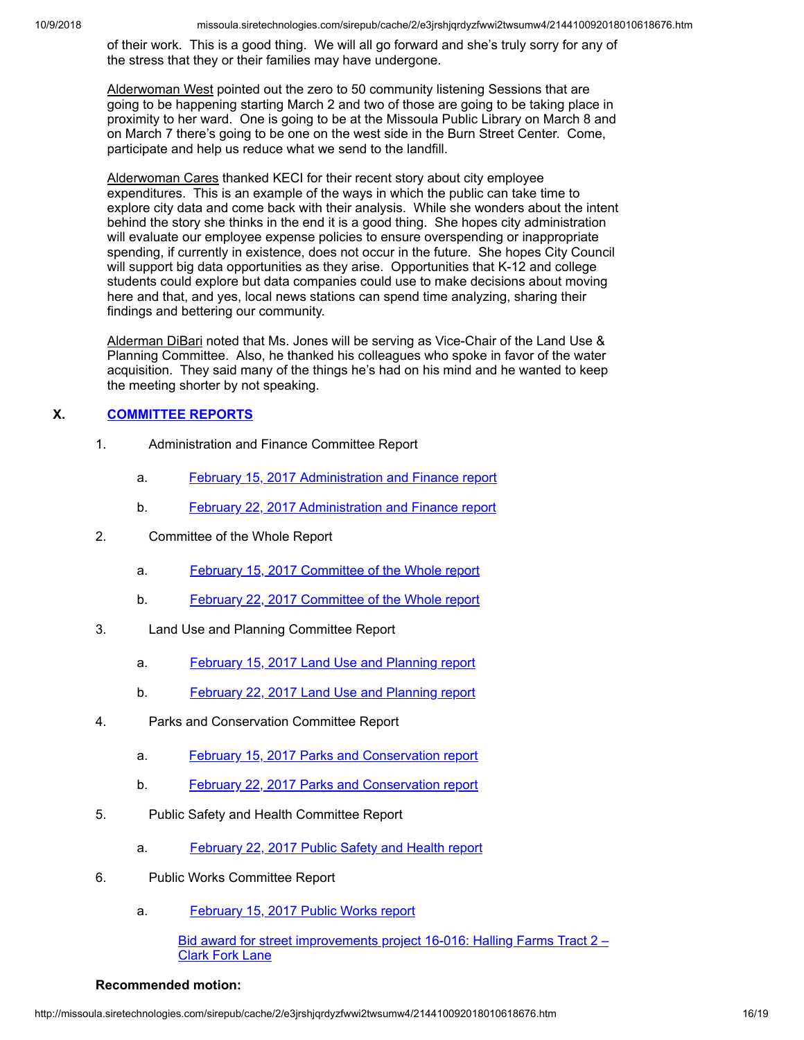of their work. This is a good thing. We will all go forward and she's truly sorry for any of the stress that they or their families may have undergone.

Alderwoman West pointed out the zero to 50 community listening Sessions that are going to be happening starting March 2 and two of those are going to be taking place in proximity to her ward. One is going to be at the Missoula Public Library on March 8 and on March 7 there's going to be one on the west side in the Burn Street Center. Come, participate and help us reduce what we send to the landfill.

Alderwoman Cares thanked KECI for their recent story about city employee expenditures. This is an example of the ways in which the public can take time to explore city data and come back with their analysis. While she wonders about the intent behind the story she thinks in the end it is a good thing. She hopes city administration will evaluate our employee expense policies to ensure overspending or inappropriate spending, if currently in existence, does not occur in the future. She hopes City Council will support big data opportunities as they arise. Opportunities that K-12 and college students could explore but data companies could use to make decisions about moving here and that, and yes, local news stations can spend time analyzing, sharing their findings and bettering our community.

Alderman DiBari noted that Ms. Jones will be serving as Vice-Chair of the Land Use & Planning Committee. Also, he thanked his colleagues who spoke in favor of the water acquisition. They said many of the things he's had on his mind and he wanted to keep the meeting shorter by not speaking.

## X. COMMITTEE REPORTS

1. Administration and Finance Committee Report
   a. February 15, 2017 Administration and Finance report
   b. February 22, 2017 Administration and Finance report
2. Committee of the Whole Report
   a. February 15, 2017 Committee of the Whole report
   b. February 22, 2017 Committee of the Whole report
3. Land Use and Planning Committee Report
   a. February 15, 2017 Land Use and Planning report
   b. February 22, 2017 Land Use and Planning report
4. Parks and Conservation Committee Report
   a. February 15, 2017 Parks and Conservation report
   b. February 22, 2017 Parks and Conservation report
5. Public Safety and Health Committee Report
   a. February 22, 2017 Public Safety and Health report
6. Public Works Committee Report
   a. February 15, 2017 Public Works report

      Bid award for street improvements project 16-016: Halling Farms Tract 2 – Clark Fork Lane

**Recommended motion:**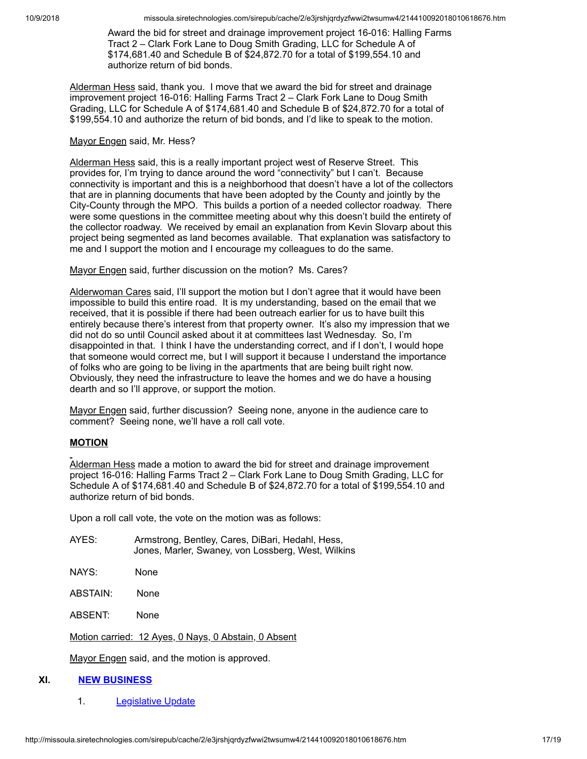Award the bid for street and drainage improvement project 16-016: Halling Farms Tract 2 – Clark Fork Lane to Doug Smith Grading, LLC for Schedule A of $174,681.40 and Schedule B of $24,872.70 for a total of $199,554.10 and authorize return of bid bonds.

Alderman Hess said, thank you. I move that we award the bid for street and drainage improvement project 16-016: Halling Farms Tract 2 – Clark Fork Lane to Doug Smith Grading, LLC for Schedule A of $174,681.40 and Schedule B of $24,872.70 for a total of $199,554.10 and authorize the return of bid bonds, and I'd like to speak to the motion.

Mayor Engen said, Mr. Hess?

Alderman Hess said, this is a really important project west of Reserve Street. This provides for, I'm trying to dance around the word "connectivity" but I can't. Because connectivity is important and this is a neighborhood that doesn't have a lot of the collectors that are in planning documents that have been adopted by the County and jointly by the City-County through the MPO. This builds a portion of a needed collector roadway. There were some questions in the committee meeting about why this doesn't build the entirety of the collector roadway. We received by email an explanation from Kevin Slovarp about this project being segmented as land becomes available. That explanation was satisfactory to me and I support the motion and I encourage my colleagues to do the same.

Mayor Engen said, further discussion on the motion? Ms. Cares?

Alderwoman Cares said, I'll support the motion but I don't agree that it would have been impossible to build this entire road. It is my understanding, based on the email that we received, that it is possible if there had been outreach earlier for us to have built this entirely because there's interest from that property owner. It's also my impression that we did not do so until Council asked about it at committees last Wednesday. So, I'm disappointed in that. I think I have the understanding correct, and if I don't, I would hope that someone would correct me, but I will support it because I understand the importance of folks who are going to be living in the apartments that are being built right now. Obviously, they need the infrastructure to leave the homes and we do have a housing dearth and so I'll approve, or support the motion.

Mayor Engen said, further discussion? Seeing none, anyone in the audience care to comment? Seeing none, we'll have a roll call vote.

**MOTION**

Alderman Hess made a motion to award the bid for street and drainage improvement project 16-016: Halling Farms Tract 2 – Clark Fork Lane to Doug Smith Grading, LLC for Schedule A of $174,681.40 and Schedule B of $24,872.70 for a total of $199,554.10 and authorize return of bid bonds.

Upon a roll call vote, the vote on the motion was as follows:

AYES: Armstrong, Bentley, Cares, DiBari, Hedahl, Hess, Jones, Marler, Swaney, von Lossberg, West, Wilkins

NAYS: None

ABSTAIN: None

ABSENT: None

Motion carried: 12 Ayes, 0 Nays, 0 Abstain, 0 Absent

Mayor Engen said, and the motion is approved.

## XI. NEW BUSINESS

1. Legislative Update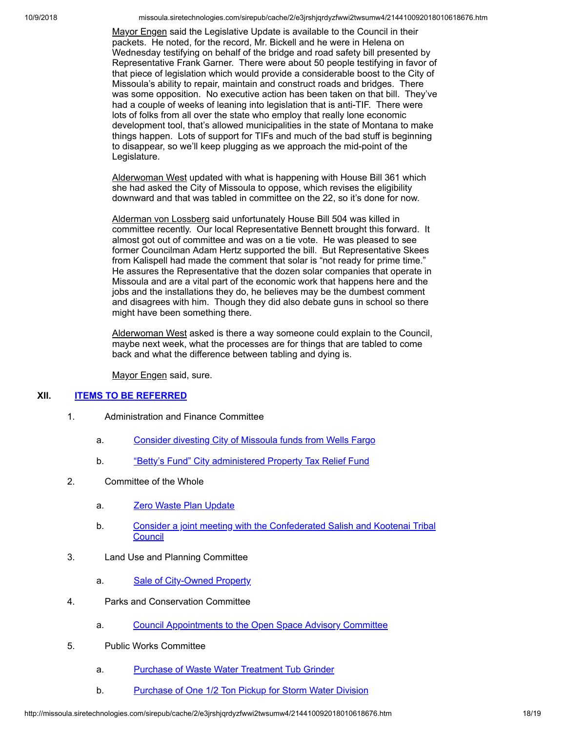Mayor Engen said the Legislative Update is available to the Council in their packets. He noted, for the record, Mr. Bickell and he were in Helena on Wednesday testifying on behalf of the bridge and road safety bill presented by Representative Frank Garner. There were about 50 people testifying in favor of that piece of legislation which would provide a considerable boost to the City of Missoula's ability to repair, maintain and construct roads and bridges. There was some opposition. No executive action has been taken on that bill. They've had a couple of weeks of leaning into legislation that is anti-TIF. There were lots of folks from all over the state who employ that really lone economic development tool, that's allowed municipalities in the state of Montana to make things happen. Lots of support for TIFs and much of the bad stuff is beginning to disappear, so we'll keep plugging as we approach the mid-point of the Legislature.

Alderwoman West updated with what is happening with House Bill 361 which she had asked the City of Missoula to oppose, which revises the eligibility downward and that was tabled in committee on the 22, so it's done for now.

Alderman von Lossberg said unfortunately House Bill 504 was killed in committee recently. Our local Representative Bennett brought this forward. It almost got out of committee and was on a tie vote. He was pleased to see former Councilman Adam Hertz supported the bill. But Representative Skees from Kalispell had made the comment that solar is "not ready for prime time." He assures the Representative that the dozen solar companies that operate in Missoula and are a vital part of the economic work that happens here and the jobs and the installations they do, he believes may be the dumbest comment and disagrees with him. Though they did also debate guns in school so there might have been something there.

Alderwoman West asked is there a way someone could explain to the Council, maybe next week, what the processes are for things that are tabled to come back and what the difference between tabling and dying is.

Mayor Engen said, sure.

## XII. ITEMS TO BE REFERRED

1. Administration and Finance Committee
   - a. Consider divesting City of Missoula funds from Wells Fargo
   - b. "Betty's Fund" City administered Property Tax Relief Fund
2. Committee of the Whole
   - a. Zero Waste Plan Update
   - b. Consider a joint meeting with the Confederated Salish and Kootenai Tribal Council
3. Land Use and Planning Committee
   - a. Sale of City-Owned Property
4. Parks and Conservation Committee
   - a. Council Appointments to the Open Space Advisory Committee
5. Public Works Committee
   - a. Purchase of Waste Water Treatment Tub Grinder
   - b. Purchase of One 1/2 Ton Pickup for Storm Water Division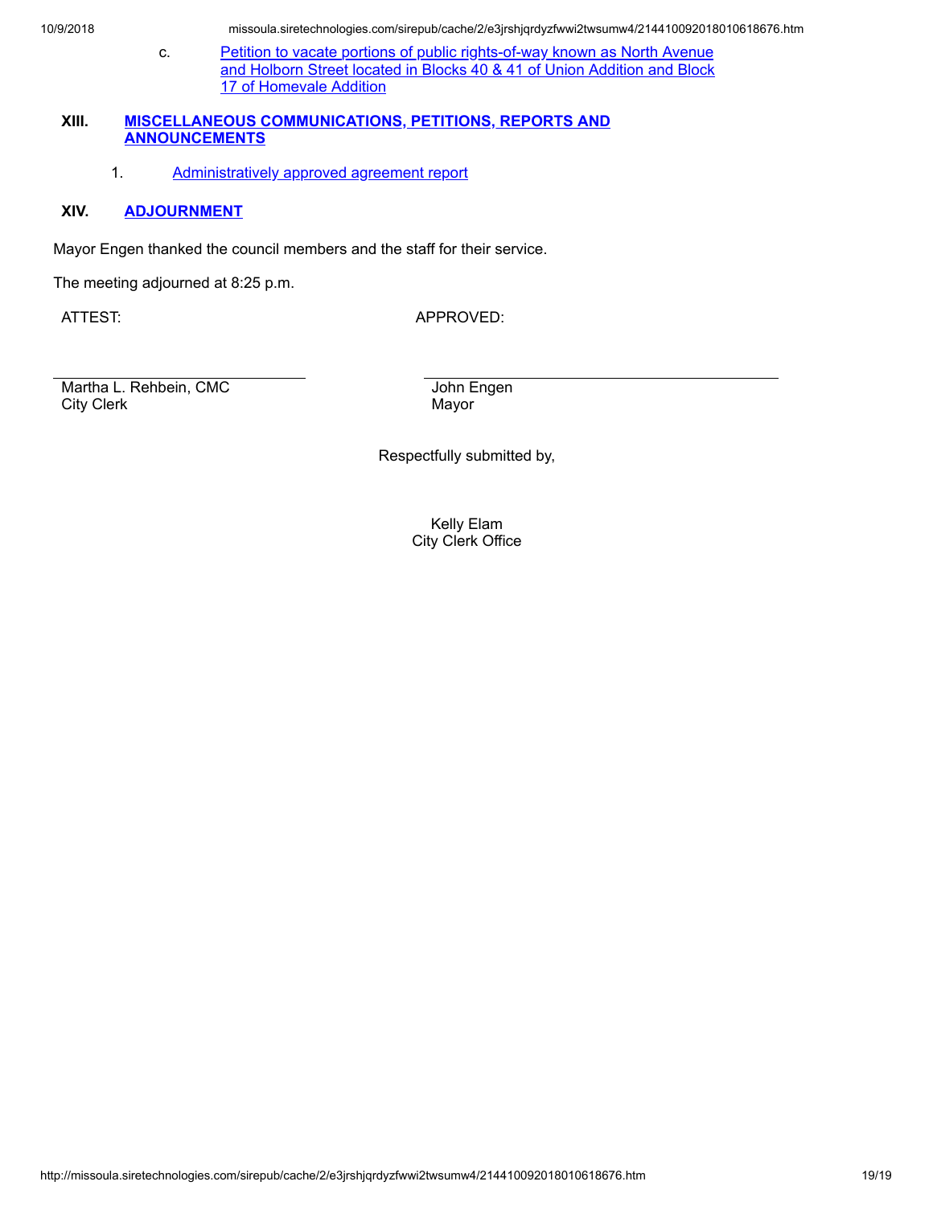c. Petition to vacate portions of public rights-of-way known as North Avenue and Holborn Street located in Blocks 40 & 41 of Union Addition and Block 17 of Homevale Addition

## XIII. MISCELLANEOUS COMMUNICATIONS, PETITIONS, REPORTS AND ANNOUNCEMENTS

1. Administratively approved agreement report

## XIV. ADJOURNMENT

Mayor Engen thanked the council members and the staff for their service.

The meeting adjourned at 8:25 p.m.

ATTEST:

Martha L. Rehbein, CMC
City Clerk

APPROVED:

John Engen
Mayor

Respectfully submitted by,

Kelly Elam
City Clerk Office